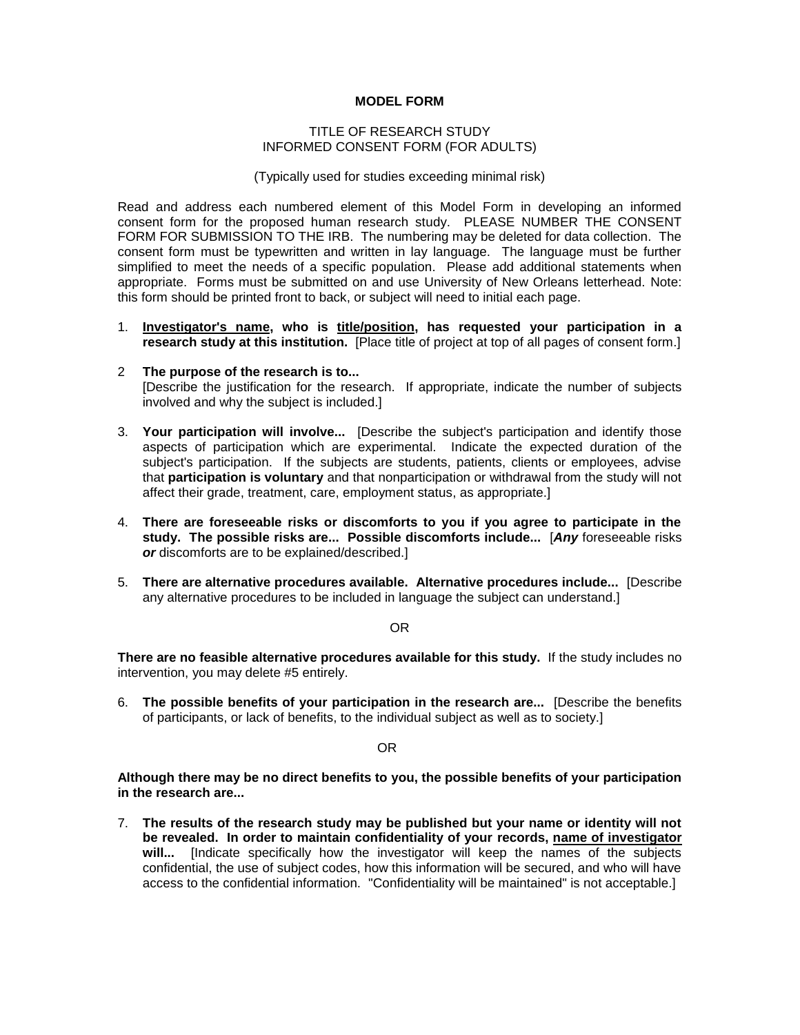**MODEL FORM**

TITLE OF RESEARCH STUDY
INFORMED CONSENT FORM (FOR ADULTS)

(Typically used for studies exceeding minimal risk)

Read and address each numbered element of this Model Form in developing an informed consent form for the proposed human research study. PLEASE NUMBER THE CONSENT FORM FOR SUBMISSION TO THE IRB. The numbering may be deleted for data collection. The consent form must be typewritten and written in lay language. The language must be further simplified to meet the needs of a specific population. Please add additional statements when appropriate. Forms must be submitted on and use University of New Orleans letterhead. Note: this form should be printed front to back, or subject will need to initial each page.

1. **<u>Investigator's name</u>, who is <u>title/position</u>, has requested your participation in a research study at this institution.** [Place title of project at top of all pages of consent form.]

2. **The purpose of the research is to...** [Describe the justification for the research. If appropriate, indicate the number of subjects involved and why the subject is included.]

3. **Your participation will involve...** [Describe the subject's participation and identify those aspects of participation which are experimental. Indicate the expected duration of the subject's participation. If the subjects are students, patients, clients or employees, advise that **participation is voluntary** and that nonparticipation or withdrawal from the study will not affect their grade, treatment, care, employment status, as appropriate.]

4. **There are foreseeable risks or discomforts to you if you agree to participate in the study. The possible risks are... Possible discomforts include...** [***Any*** foreseeable risks ***or*** discomforts are to be explained/described.]

5. **There are alternative procedures available. Alternative procedures include...** [Describe any alternative procedures to be included in language the subject can understand.]

OR

**There are no feasible alternative procedures available for this study.** If the study includes no intervention, you may delete #5 entirely.

6. **The possible benefits of your participation in the research are...** [Describe the benefits of participants, or lack of benefits, to the individual subject as well as to society.]

OR

**Although there may be no direct benefits to you, the possible benefits of your participation in the research are...**

7. **The results of the research study may be published but your name or identity will not be revealed. In order to maintain confidentiality of your records, <u>name of investigator</u> will...** [Indicate specifically how the investigator will keep the names of the subjects confidential, the use of subject codes, how this information will be secured, and who will have access to the confidential information. "Confidentiality will be maintained" is not acceptable.]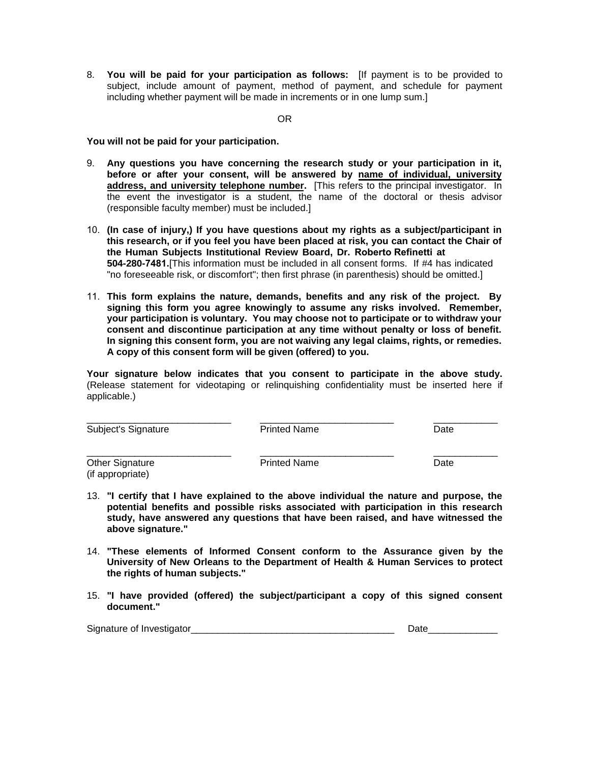8. **You will be paid for your participation as follows:** [If payment is to be provided to subject, include amount of payment, method of payment, and schedule for payment including whether payment will be made in increments or in one lump sum.]

OR

**You will not be paid for your participation.**

9. **Any questions you have concerning the research study or your participation in it, before or after your consent, will be answered by <u>name of individual, university address, and university telephone number</u>.** [This refers to the principal investigator. In the event the investigator is a student, the name of the doctoral or thesis advisor (responsible faculty member) must be included.]

10. **(In case of injury,) If you have questions about my rights as a subject/participant in this research, or if you feel you have been placed at risk, you can contact the Chair of the Human Subjects Institutional Review Board, Dr. Roberto Refinetti at 504-280-7481.**[This information must be included in all consent forms. If #4 has indicated "no foreseeable risk, or discomfort"; then first phrase (in parenthesis) should be omitted.]

11. **This form explains the nature, demands, benefits and any risk of the project. By signing this form you agree knowingly to assume any risks involved. Remember, your participation is voluntary. You may choose not to participate or to withdraw your consent and discontinue participation at any time without penalty or loss of benefit. In signing this consent form, you are not waiving any legal claims, rights, or remedies. A copy of this consent form will be given (offered) to you.**

**Your signature below indicates that you consent to participate in the above study.** (Release statement for videotaping or relinquishing confidentiality must be inserted here if applicable.)

____________________________ ____________________________ ____________
Subject's Signature Printed Name Date

____________________________ ____________________________ ____________
Other Signature (if appropriate) Printed Name Date

13. **"I certify that I have explained to the above individual the nature and purpose, the potential benefits and possible risks associated with participation in this research study, have answered any questions that have been raised, and have witnessed the above signature."**

14. **"These elements of Informed Consent conform to the Assurance given by the University of New Orleans to the Department of Health & Human Services to protect the rights of human subjects."**

15. **"I have provided (offered) the subject/participant a copy of this signed consent document."**

Signature of Investigator________________________________________ Date_____________